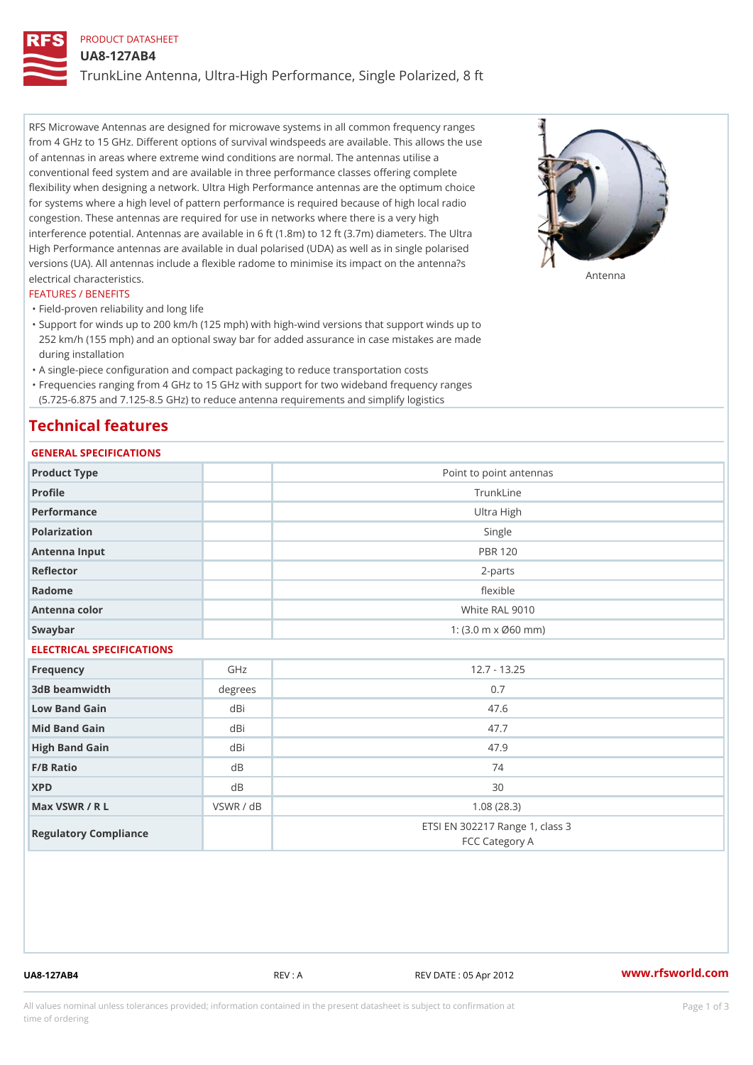PRODUCT DATASHEET

# UA8-127AB4

## TrunkLine Antenna, Ultra-High Performance, Single Polarized, 8 ft

RFS Microwave Antennas are designed for microwave systems in all common frequency ranges from 4 GHz to 15 GHz. Different options of survival windspeeds are available. This allows the use of antennas in areas where extreme wind conditions are normal. The antennas utilise a conventional feed system and are available in three performance classes offering complete flexibility when designing a network. Ultra High Performance antennas are the optimum choice for systems where a high level of pattern performance is required because of high local radio congestion. These antennas are required for use in networks where there is a very high interference potential. Antennas are available in 6 ft (1.8m) to 12 ft (3.7m) diameters. The Ultra High Performance antennas are available in dual polarised (UDA) as well as in single polarised versions (UA). All antennas include a flexible radome to minimise its impact on the antenna?s electrical characteristics.

Antenna

### FEATURES / BENEFITS

- Field-proven reliability and long life
- Support for winds up to 200 km/h (125 mph) with high-wind versions that support winds up to 252 km/h (155 mph) and an optional sway bar for added assurance in case mistakes are made during installation
- A single-piece configuration and compact packaging to reduce transportation costs
- Frequencies ranging from 4 GHz to 15 GHz with support for two wideband frequency ranges (5.725-6.875 and 7.125-8.5 GHz) to reduce antenna requirements and simplify logistics

## Technical features

### GENERAL SPECIFICATIONS

| | | |
|---|---|---|
| Product Type | | Point to point antennas |
| Profile | | TrunkLine |
| Performance | | Ultra High |
| Polarization | | Single |
| Antenna Input | | PBR 120 |
| Reflector | | 2-parts |
| Radome | | flexible |
| Antenna color | | White RAL 9010 |
| Swaybar | | 1: (3.0 m x Ø60 mm) |

### ELECTRICAL SPECIFICATIONS

| | | |
|---|---|---|
| Frequency | GHz | 12.7 - 13.25 |
| 3dB beamwidth | degrees | 0.7 |
| Low Band Gain | dBi | 47.6 |
| Mid Band Gain | dBi | 47.7 |
| High Band Gain | dBi | 47.9 |
| F/B Ratio | dB | 74 |
| XPD | dB | 30 |
| Max VSWR / R L | VSWR / dB | 1.08 (28.3) |
| Regulatory Compliance | | ETSI EN 302217 Range 1, class 3<br>FCC Category A |

UA8-127AB4 REV : A REV DATE : 05 Apr 2012 www.rfsworld.com

All values nominal unless tolerances provided; information contained in the present datasheet is subject to confirmation at time of ordering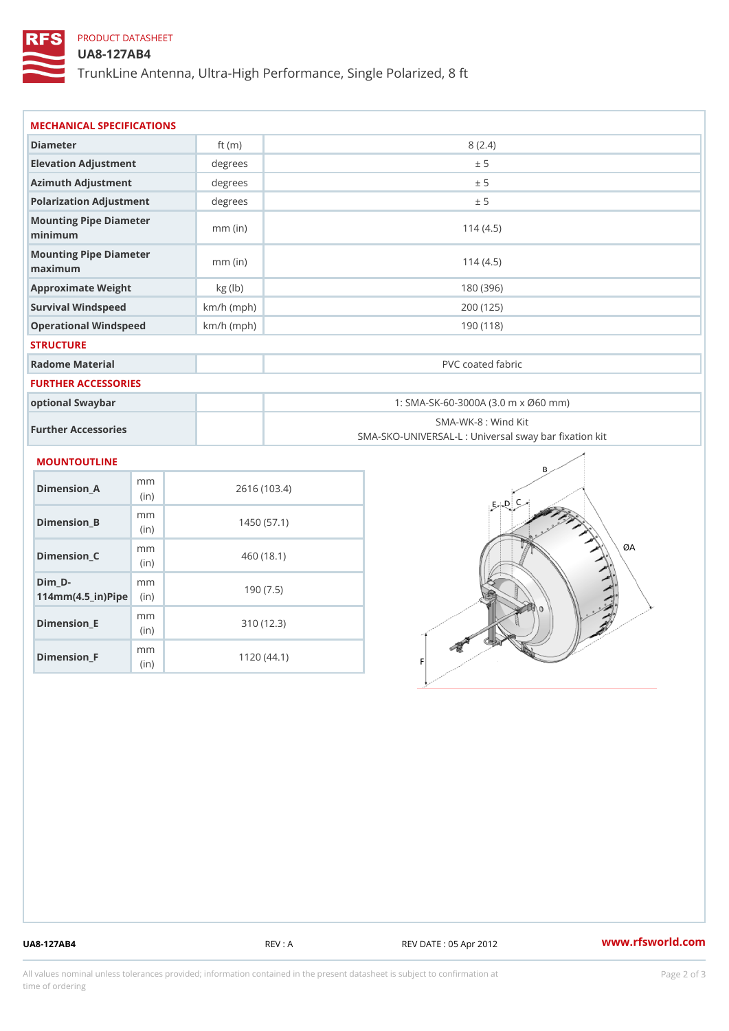PRODUCT DATASHEET

# UA8-127AB4

TrunkLine Antenna, Ultra-High Performance, Single Polarized, 8 ft

## MECHANICAL SPECIFICATIONS

| | | |
|---|---|---|
| Diameter | ft (m) | 8 (2.4) |
| Elevation Adjustment | degrees | ± 5 |
| Azimuth Adjustment | degrees | ± 5 |
| Polarization Adjustment | degrees | ± 5 |
| Mounting Pipe Diameter minimum | mm (in) | 114 (4.5) |
| Mounting Pipe Diameter maximum | mm (in) | 114 (4.5) |
| Approximate Weight | kg (lb) | 180 (396) |
| Survival Windspeed | km/h (mph) | 200 (125) |
| Operational Windspeed | km/h (mph) | 190 (118) |

## STRUCTURE

| | | |
|---|---|---|
| Radome Material | | PVC coated fabric |

## FURTHER ACCESSORIES

| | | |
|---|---|---|
| optional Swaybar | | 1: SMA-SK-60-3000A (3.0 m x Ø60 mm) |
| Further Accessories | | SMA-WK-8 : Wind Kit<br>SMA-SKO-UNIVERSAL-L : Universal sway bar fixation kit |

## MOUNTOUTLINE

| | | |
|---|---|---|
| Dimension_A | mm (in) | 2616 (103.4) |
| Dimension_B | mm (in) | 1450 (57.1) |
| Dimension_C | mm (in) | 460 (18.1) |
| Dim_D-114mm(4.5_in)Pipe | mm (in) | 190 (7.5) |
| Dimension_E | mm (in) | 310 (12.3) |
| Dimension_F | mm (in) | 1120 (44.1) |

UA8-127AB4 REV : A REV DATE : 05 Apr 2012 www.rfsworld.com

All values nominal unless tolerances provided; information contained in the present datasheet is subject to confirmation at time of ordering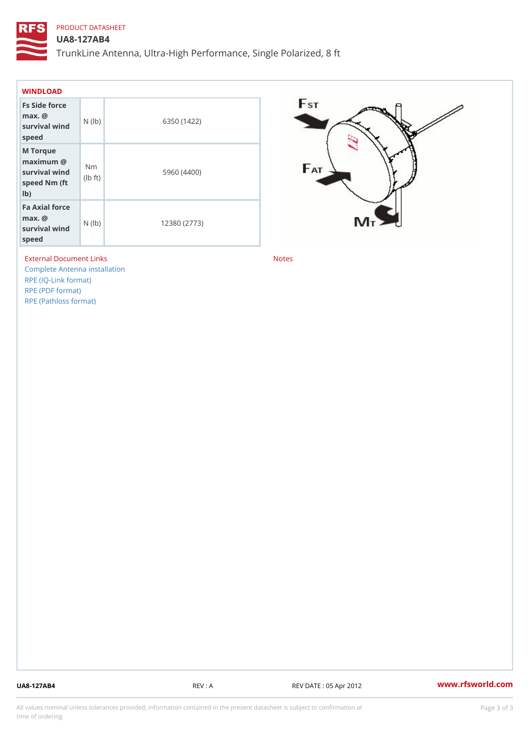PRODUCT DATASHEET

# UA8-127AB4

TrunkLine Antenna, Ultra-High Performance, Single Polarized, 8 ft

## WINDLOAD

| | | |
|---|---|---|
| Fs Side force max. @ survival wind speed | N (lb) | 6350 (1422) |
| M Torque maximum @ survival wind speed Nm (ft lb) | Nm (lb ft) | 5960 (4400) |
| Fa Axial force max. @ survival wind speed | N (lb) | 12380 (2773) |

FST

FAT

MT

External Document Links

Complete Antenna installation

RPE (IQ-Link format)

RPE (PDF format)

RPE (Pathloss format)

Notes

UA8-127AB4 REV : A REV DATE : 05 Apr 2012 www.rfsworld.com

All values nominal unless tolerances provided; information contained in the present datasheet is subject to confirmation at time of ordering